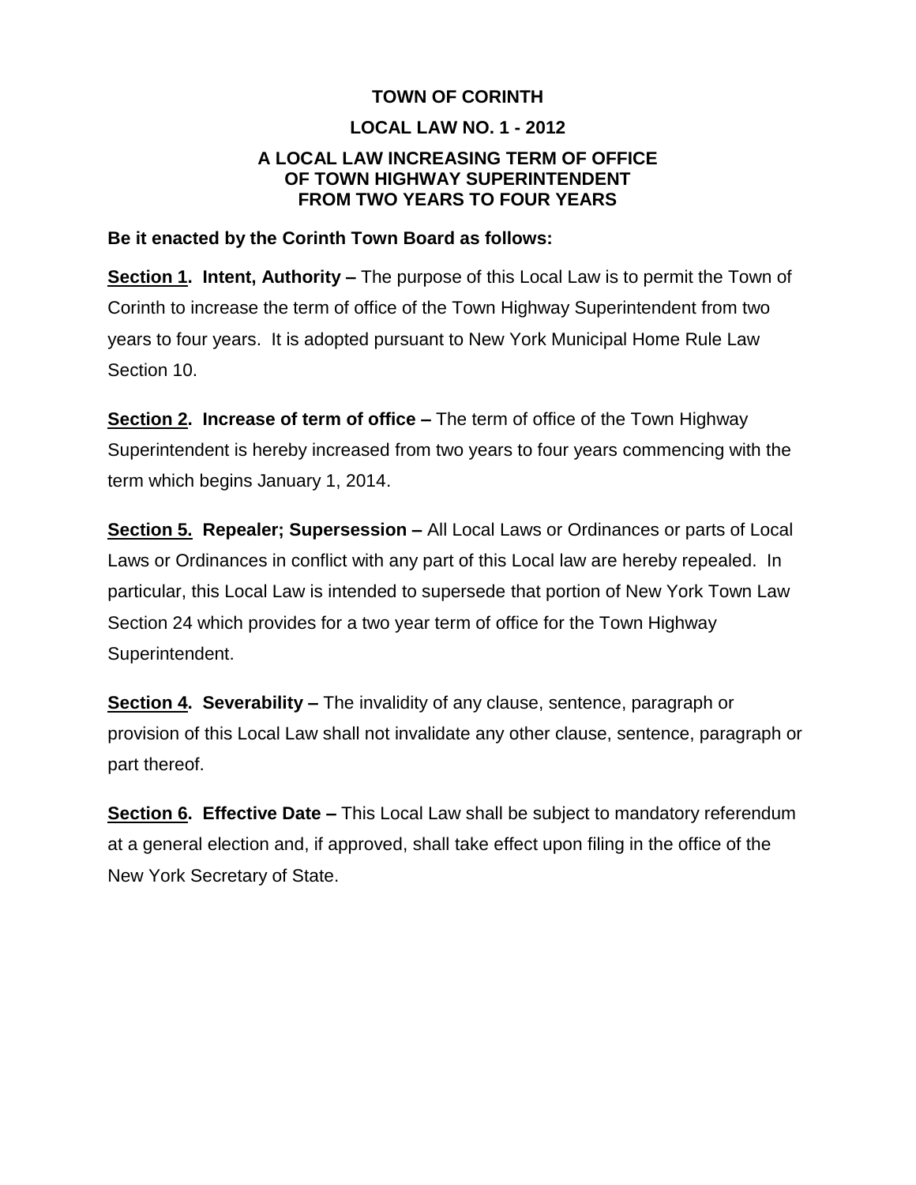**TOWN OF CORINTH**

**LOCAL LAW NO. 1 - 2012**

**A LOCAL LAW INCREASING TERM OF OFFICE OF TOWN HIGHWAY SUPERINTENDENT FROM TWO YEARS TO FOUR YEARS**

**Be it enacted by the Corinth Town Board as follows:**

**<u>Section 1</u>. Intent, Authority –** The purpose of this Local Law is to permit the Town of Corinth to increase the term of office of the Town Highway Superintendent from two years to four years. It is adopted pursuant to New York Municipal Home Rule Law Section 10.

**<u>Section 2</u>. Increase of term of office –** The term of office of the Town Highway Superintendent is hereby increased from two years to four years commencing with the term which begins January 1, 2014.

**<u>Section 5.</u> Repealer; Supersession –** All Local Laws or Ordinances or parts of Local Laws or Ordinances in conflict with any part of this Local law are hereby repealed. In particular, this Local Law is intended to supersede that portion of New York Town Law Section 24 which provides for a two year term of office for the Town Highway Superintendent.

**<u>Section 4</u>. Severability –** The invalidity of any clause, sentence, paragraph or provision of this Local Law shall not invalidate any other clause, sentence, paragraph or part thereof.

**<u>Section 6</u>. Effective Date –** This Local Law shall be subject to mandatory referendum at a general election and, if approved, shall take effect upon filing in the office of the New York Secretary of State.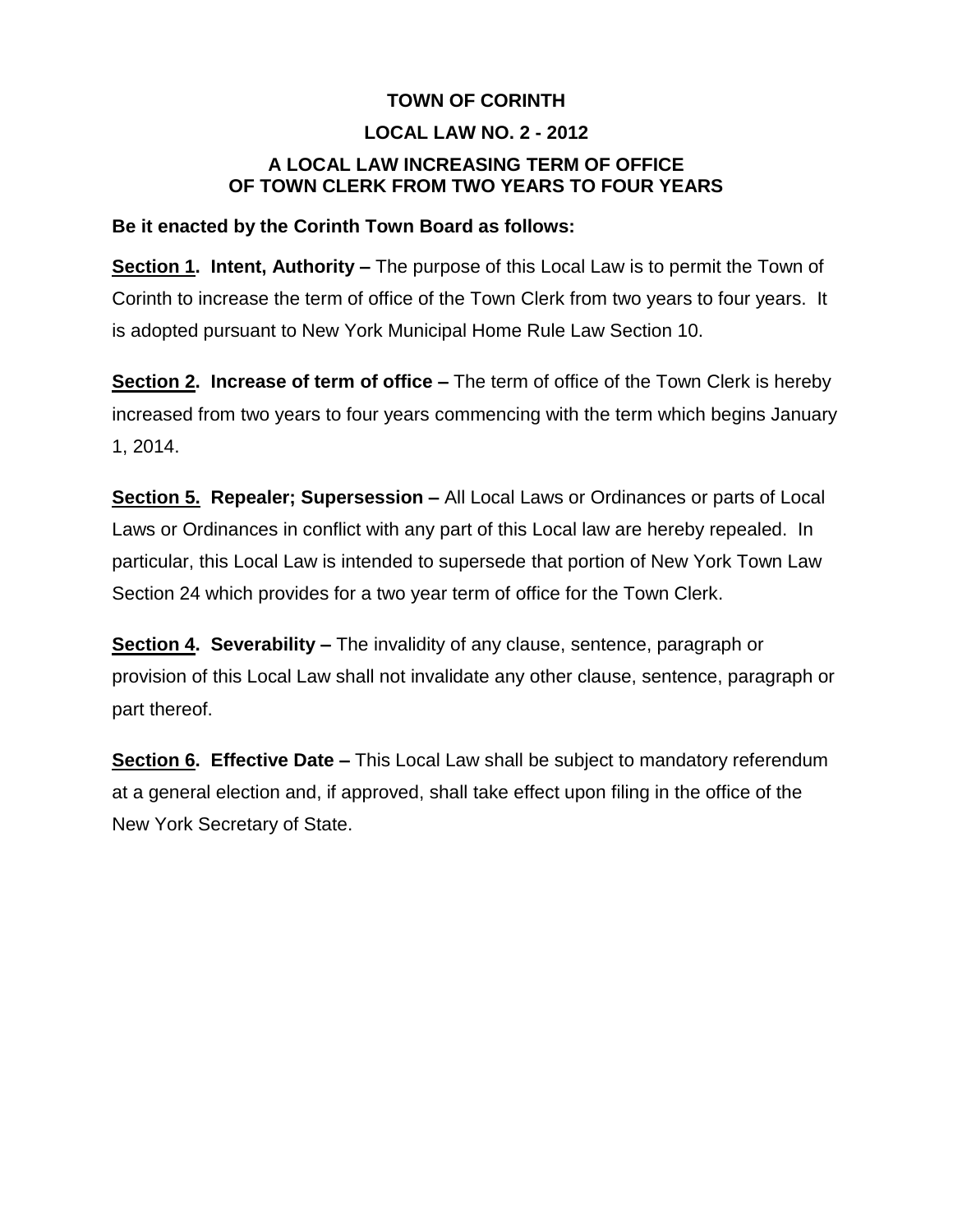**TOWN OF CORINTH**

**LOCAL LAW NO. 2 - 2012**

**A LOCAL LAW INCREASING TERM OF OFFICE OF TOWN CLERK FROM TWO YEARS TO FOUR YEARS**

**Be it enacted by the Corinth Town Board as follows:**

**Section 1. Intent, Authority –** The purpose of this Local Law is to permit the Town of Corinth to increase the term of office of the Town Clerk from two years to four years. It is adopted pursuant to New York Municipal Home Rule Law Section 10.

**Section 2. Increase of term of office –** The term of office of the Town Clerk is hereby increased from two years to four years commencing with the term which begins January 1, 2014.

**Section 5. Repealer; Supersession –** All Local Laws or Ordinances or parts of Local Laws or Ordinances in conflict with any part of this Local law are hereby repealed. In particular, this Local Law is intended to supersede that portion of New York Town Law Section 24 which provides for a two year term of office for the Town Clerk.

**Section 4. Severability –** The invalidity of any clause, sentence, paragraph or provision of this Local Law shall not invalidate any other clause, sentence, paragraph or part thereof.

**Section 6. Effective Date –** This Local Law shall be subject to mandatory referendum at a general election and, if approved, shall take effect upon filing in the office of the New York Secretary of State.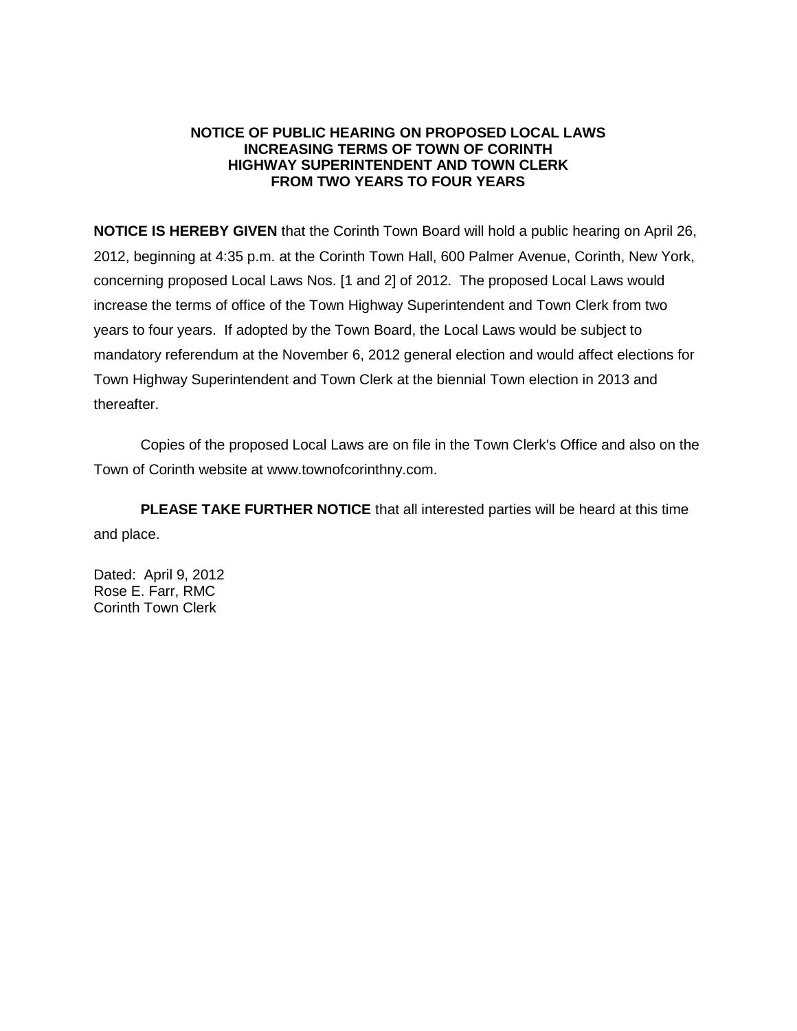**NOTICE OF PUBLIC HEARING ON PROPOSED LOCAL LAWS INCREASING TERMS OF TOWN OF CORINTH HIGHWAY SUPERINTENDENT AND TOWN CLERK FROM TWO YEARS TO FOUR YEARS**

**NOTICE IS HEREBY GIVEN** that the Corinth Town Board will hold a public hearing on April 26, 2012, beginning at 4:35 p.m. at the Corinth Town Hall, 600 Palmer Avenue, Corinth, New York, concerning proposed Local Laws Nos. [1 and 2] of 2012. The proposed Local Laws would increase the terms of office of the Town Highway Superintendent and Town Clerk from two years to four years. If adopted by the Town Board, the Local Laws would be subject to mandatory referendum at the November 6, 2012 general election and would affect elections for Town Highway Superintendent and Town Clerk at the biennial Town election in 2013 and thereafter.

Copies of the proposed Local Laws are on file in the Town Clerk's Office and also on the Town of Corinth website at www.townofcorinthny.com.

**PLEASE TAKE FURTHER NOTICE** that all interested parties will be heard at this time and place.

Dated: April 9, 2012
Rose E. Farr, RMC
Corinth Town Clerk